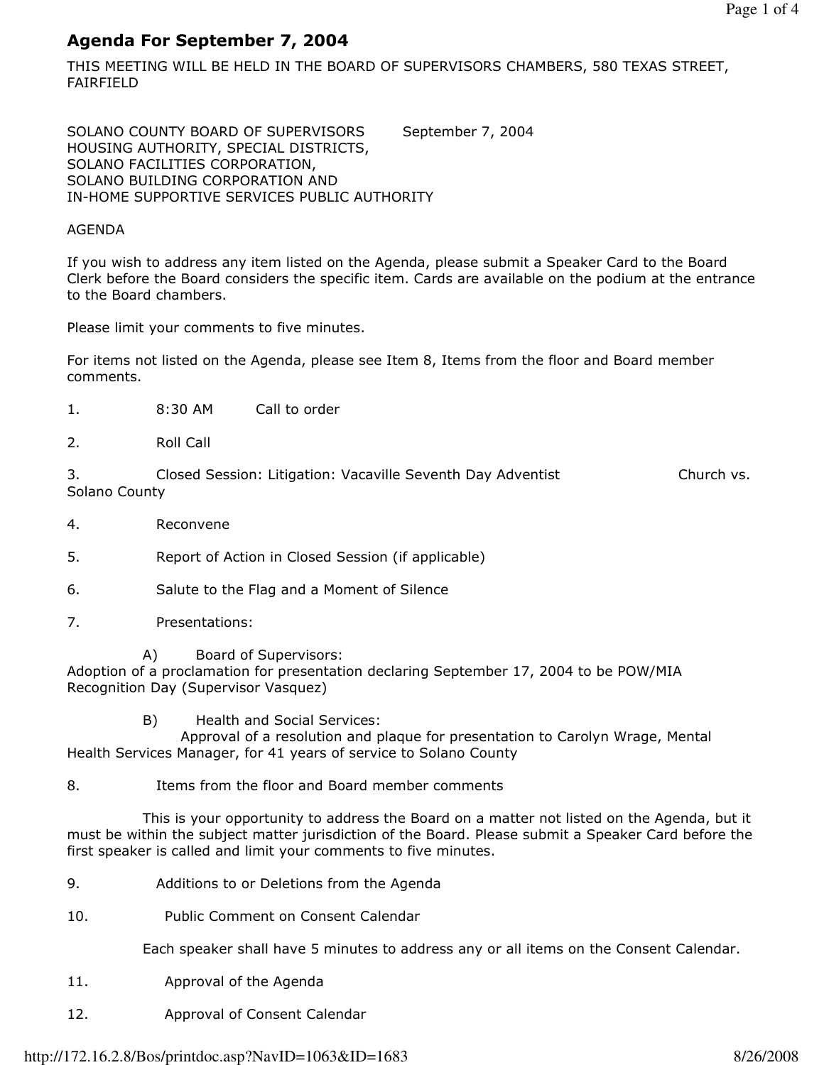# Agenda For September 7, 2004

THIS MEETING WILL BE HELD IN THE BOARD OF SUPERVISORS CHAMBERS, 580 TEXAS STREET, FAIRFIELD

SOLANO COUNTY BOARD OF SUPERVISORS September 7, 2004
HOUSING AUTHORITY, SPECIAL DISTRICTS,
SOLANO FACILITIES CORPORATION,
SOLANO BUILDING CORPORATION AND
IN-HOME SUPPORTIVE SERVICES PUBLIC AUTHORITY

AGENDA

If you wish to address any item listed on the Agenda, please submit a Speaker Card to the Board Clerk before the Board considers the specific item. Cards are available on the podium at the entrance to the Board chambers.

Please limit your comments to five minutes.

For items not listed on the Agenda, please see Item 8, Items from the floor and Board member comments.

1. 8:30 AM Call to order

2. Roll Call

3. Closed Session: Litigation: Vacaville Seventh Day Adventist Church vs. Solano County

4. Reconvene

5. Report of Action in Closed Session (if applicable)

6. Salute to the Flag and a Moment of Silence

7. Presentations:

   A) Board of Supervisors:
   Adoption of a proclamation for presentation declaring September 17, 2004 to be POW/MIA Recognition Day (Supervisor Vasquez)

   B) Health and Social Services:
   Approval of a resolution and plaque for presentation to Carolyn Wrage, Mental Health Services Manager, for 41 years of service to Solano County

8. Items from the floor and Board member comments

   This is your opportunity to address the Board on a matter not listed on the Agenda, but it must be within the subject matter jurisdiction of the Board. Please submit a Speaker Card before the first speaker is called and limit your comments to five minutes.

9. Additions to or Deletions from the Agenda

10. Public Comment on Consent Calendar

    Each speaker shall have 5 minutes to address any or all items on the Consent Calendar.

11. Approval of the Agenda

12. Approval of Consent Calendar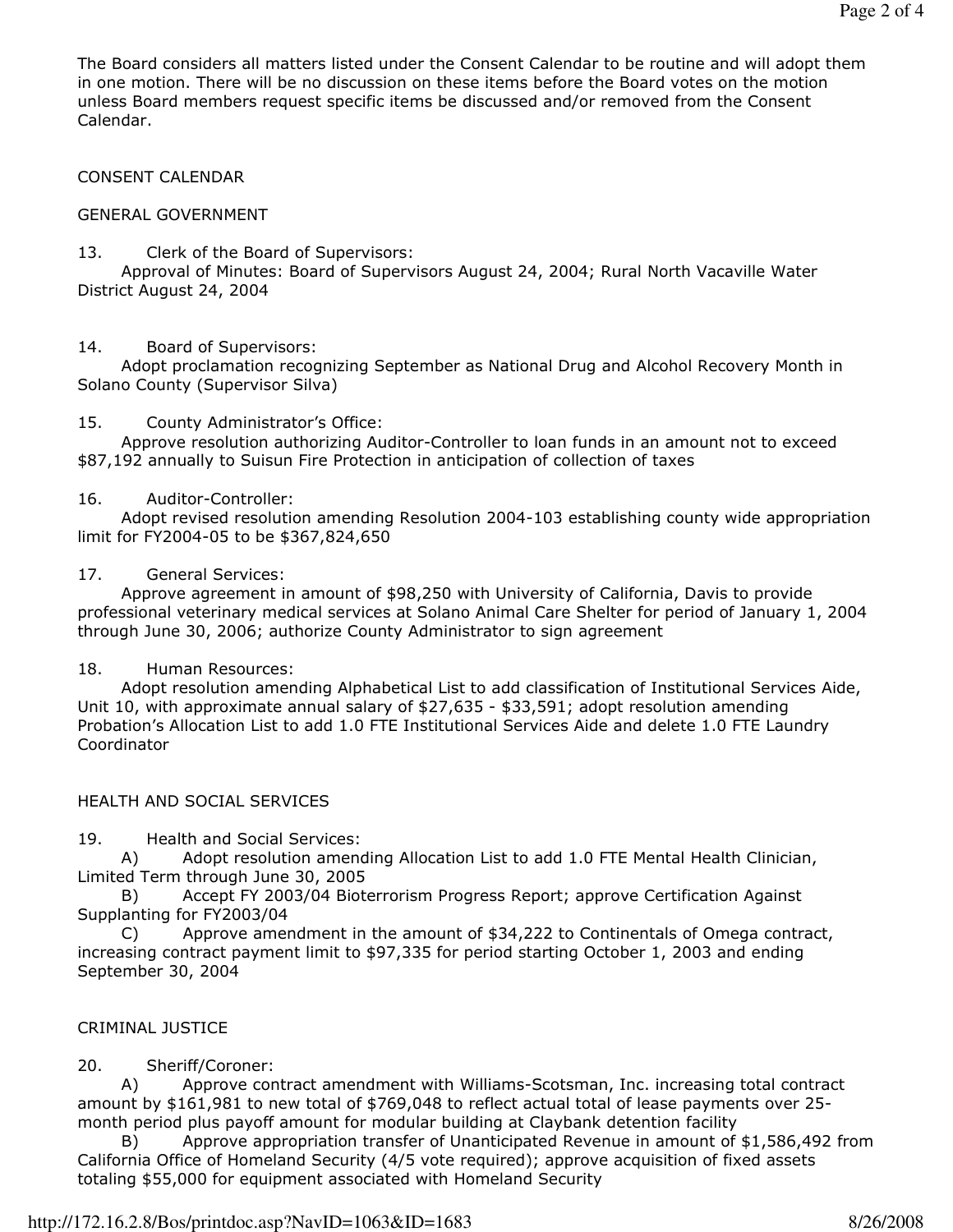The Board considers all matters listed under the Consent Calendar to be routine and will adopt them in one motion. There will be no discussion on these items before the Board votes on the motion unless Board members request specific items be discussed and/or removed from the Consent Calendar.

CONSENT CALENDAR

GENERAL GOVERNMENT

13. Clerk of the Board of Supervisors:
Approval of Minutes: Board of Supervisors August 24, 2004; Rural North Vacaville Water District August 24, 2004

14. Board of Supervisors:
Adopt proclamation recognizing September as National Drug and Alcohol Recovery Month in Solano County (Supervisor Silva)

15. County Administrator's Office:
Approve resolution authorizing Auditor-Controller to loan funds in an amount not to exceed $87,192 annually to Suisun Fire Protection in anticipation of collection of taxes

16. Auditor-Controller:
Adopt revised resolution amending Resolution 2004-103 establishing county wide appropriation limit for FY2004-05 to be $367,824,650

17. General Services:
Approve agreement in amount of $98,250 with University of California, Davis to provide professional veterinary medical services at Solano Animal Care Shelter for period of January 1, 2004 through June 30, 2006; authorize County Administrator to sign agreement

18. Human Resources:
Adopt resolution amending Alphabetical List to add classification of Institutional Services Aide, Unit 10, with approximate annual salary of $27,635 - $33,591; adopt resolution amending Probation's Allocation List to add 1.0 FTE Institutional Services Aide and delete 1.0 FTE Laundry Coordinator

HEALTH AND SOCIAL SERVICES

19. Health and Social Services:
A) Adopt resolution amending Allocation List to add 1.0 FTE Mental Health Clinician, Limited Term through June 30, 2005
B) Accept FY 2003/04 Bioterrorism Progress Report; approve Certification Against Supplanting for FY2003/04
C) Approve amendment in the amount of $34,222 to Continentals of Omega contract, increasing contract payment limit to $97,335 for period starting October 1, 2003 and ending September 30, 2004

CRIMINAL JUSTICE

20. Sheriff/Coroner:
A) Approve contract amendment with Williams-Scotsman, Inc. increasing total contract amount by $161,981 to new total of $769,048 to reflect actual total of lease payments over 25-month period plus payoff amount for modular building at Claybank detention facility
B) Approve appropriation transfer of Unanticipated Revenue in amount of $1,586,492 from California Office of Homeland Security (4/5 vote required); approve acquisition of fixed assets totaling $55,000 for equipment associated with Homeland Security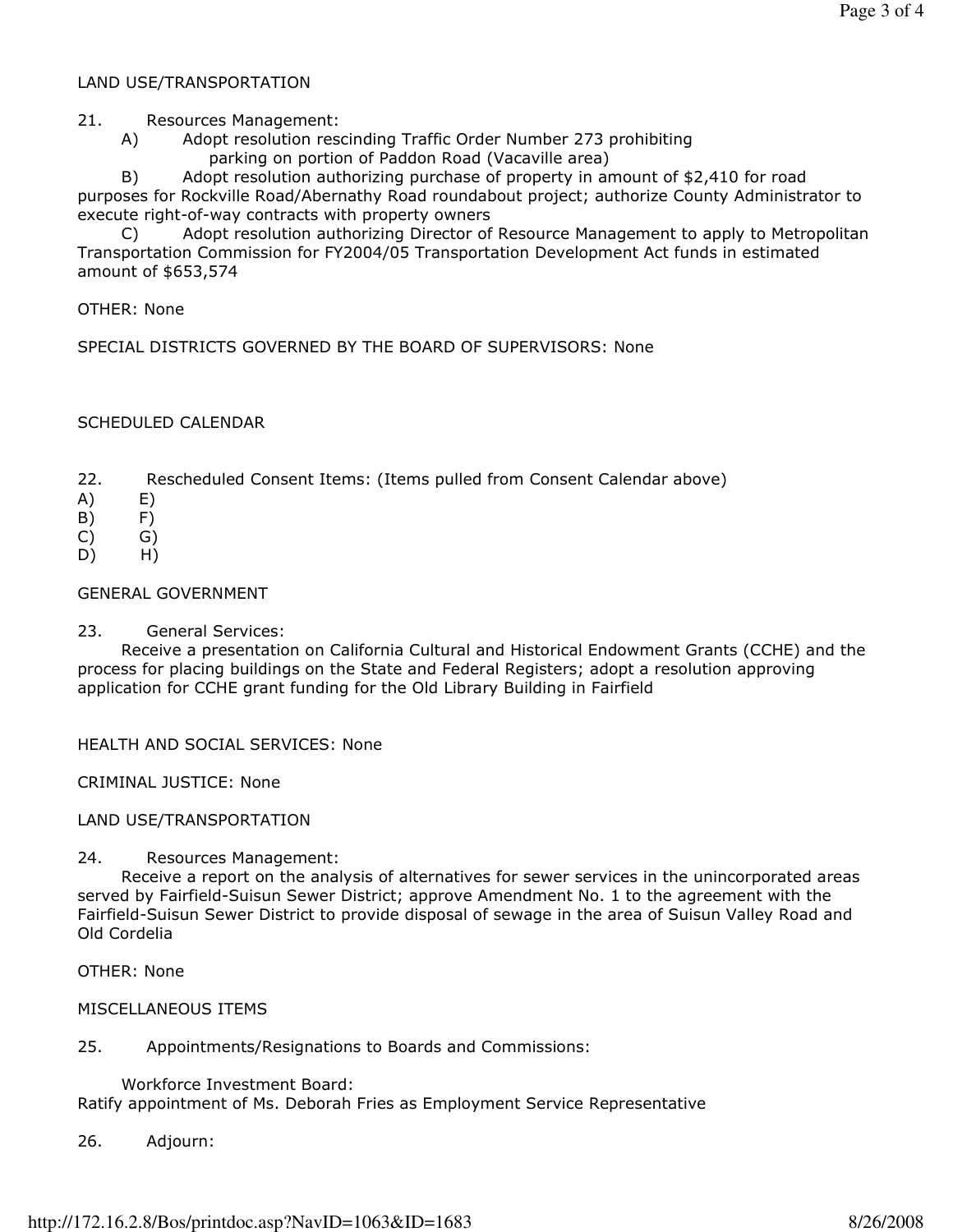LAND USE/TRANSPORTATION

21. Resources Management:

A) Adopt resolution rescinding Traffic Order Number 273 prohibiting parking on portion of Paddon Road (Vacaville area)

B) Adopt resolution authorizing purchase of property in amount of $2,410 for road purposes for Rockville Road/Abernathy Road roundabout project; authorize County Administrator to execute right-of-way contracts with property owners

C) Adopt resolution authorizing Director of Resource Management to apply to Metropolitan Transportation Commission for FY2004/05 Transportation Development Act funds in estimated amount of $653,574

OTHER: None

SPECIAL DISTRICTS GOVERNED BY THE BOARD OF SUPERVISORS: None

SCHEDULED CALENDAR

22. Rescheduled Consent Items: (Items pulled from Consent Calendar above)

A) E)
B) F)
C) G)
D) H)

GENERAL GOVERNMENT

23. General Services:

Receive a presentation on California Cultural and Historical Endowment Grants (CCHE) and the process for placing buildings on the State and Federal Registers; adopt a resolution approving application for CCHE grant funding for the Old Library Building in Fairfield

HEALTH AND SOCIAL SERVICES: None

CRIMINAL JUSTICE: None

LAND USE/TRANSPORTATION

24. Resources Management:

Receive a report on the analysis of alternatives for sewer services in the unincorporated areas served by Fairfield-Suisun Sewer District; approve Amendment No. 1 to the agreement with the Fairfield-Suisun Sewer District to provide disposal of sewage in the area of Suisun Valley Road and Old Cordelia

OTHER: None

MISCELLANEOUS ITEMS

25. Appointments/Resignations to Boards and Commissions:

Workforce Investment Board:
Ratify appointment of Ms. Deborah Fries as Employment Service Representative

26. Adjourn: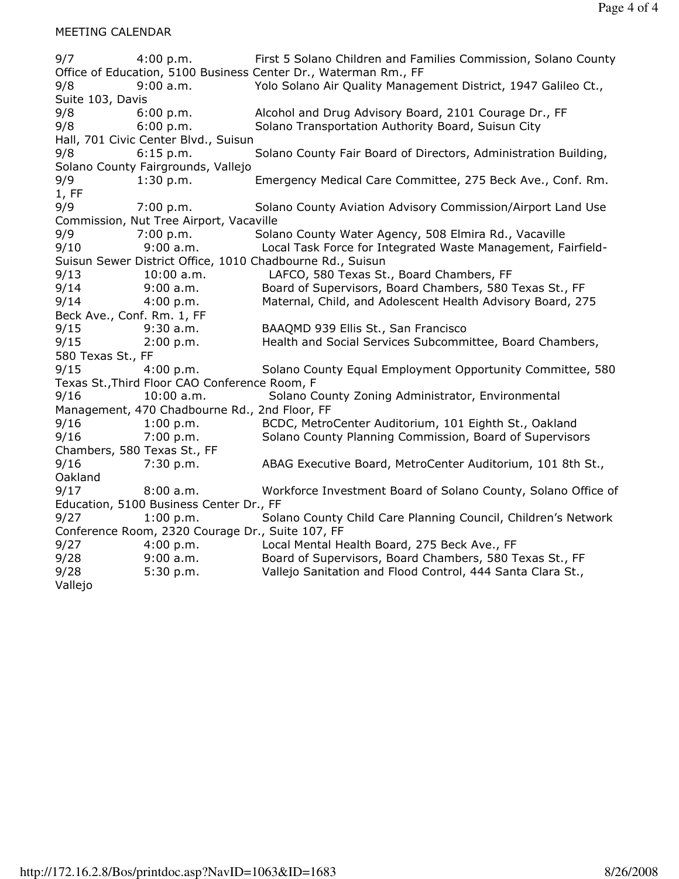MEETING CALENDAR

9/7 4:00 p.m. First 5 Solano Children and Families Commission, Solano County Office of Education, 5100 Business Center Dr., Waterman Rm., FF

9/8 9:00 a.m. Yolo Solano Air Quality Management District, 1947 Galileo Ct., Suite 103, Davis

9/8 6:00 p.m. Alcohol and Drug Advisory Board, 2101 Courage Dr., FF

9/8 6:00 p.m. Solano Transportation Authority Board, Suisun City Hall, 701 Civic Center Blvd., Suisun

9/8 6:15 p.m. Solano County Fair Board of Directors, Administration Building, Solano County Fairgrounds, Vallejo

9/9 1:30 p.m. Emergency Medical Care Committee, 275 Beck Ave., Conf. Rm. 1, FF

9/9 7:00 p.m. Solano County Aviation Advisory Commission/Airport Land Use Commission, Nut Tree Airport, Vacaville

9/9 7:00 p.m. Solano County Water Agency, 508 Elmira Rd., Vacaville

9/10 9:00 a.m. Local Task Force for Integrated Waste Management, Fairfield-Suisun Sewer District Office, 1010 Chadbourne Rd., Suisun

9/13 10:00 a.m. LAFCO, 580 Texas St., Board Chambers, FF

9/14 9:00 a.m. Board of Supervisors, Board Chambers, 580 Texas St., FF

9/14 4:00 p.m. Maternal, Child, and Adolescent Health Advisory Board, 275 Beck Ave., Conf. Rm. 1, FF

9/15 9:30 a.m. BAAQMD 939 Ellis St., San Francisco

9/15 2:00 p.m. Health and Social Services Subcommittee, Board Chambers, 580 Texas St., FF

9/15 4:00 p.m. Solano County Equal Employment Opportunity Committee, 580 Texas St.,Third Floor CAO Conference Room, F

9/16 10:00 a.m. Solano County Zoning Administrator, Environmental Management, 470 Chadbourne Rd., 2nd Floor, FF

9/16 1:00 p.m. BCDC, MetroCenter Auditorium, 101 Eighth St., Oakland

9/16 7:00 p.m. Solano County Planning Commission, Board of Supervisors Chambers, 580 Texas St., FF

9/16 7:30 p.m. ABAG Executive Board, MetroCenter Auditorium, 101 8th St., Oakland

9/17 8:00 a.m. Workforce Investment Board of Solano County, Solano Office of Education, 5100 Business Center Dr., FF

9/27 1:00 p.m. Solano County Child Care Planning Council, Children's Network Conference Room, 2320 Courage Dr., Suite 107, FF

9/27 4:00 p.m. Local Mental Health Board, 275 Beck Ave., FF

9/28 9:00 a.m. Board of Supervisors, Board Chambers, 580 Texas St., FF

9/28 5:30 p.m. Vallejo Sanitation and Flood Control, 444 Santa Clara St., Vallejo